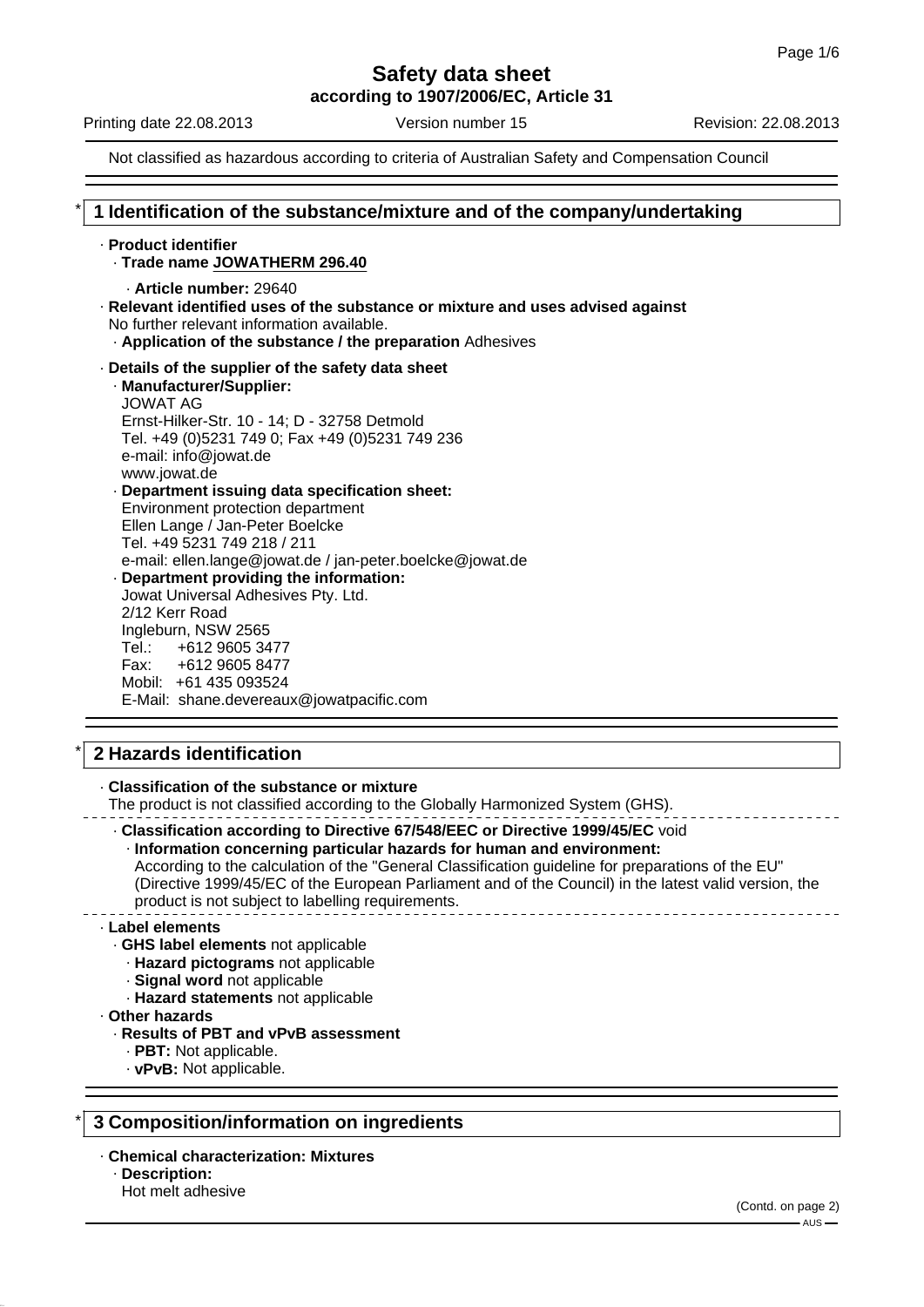# Safety data sheet

**according to 1907/2006/EC, Article 31**

Printing date 22.08.2013 | Version number 15 | Revision: 22.08.2013

Not classified as hazardous according to criteria of Australian Safety and Compensation Council

## * 1 Identification of the substance/mixture and of the company/undertaking

· **Product identifier**

· **Trade name JOWATHERM 296.40**

· **Article number:** 29640

· **Relevant identified uses of the substance or mixture and uses advised against**
No further relevant information available.

· **Application of the substance / the preparation** Adhesives

· **Details of the supplier of the safety data sheet**

· **Manufacturer/Supplier:**
JOWAT AG
Ernst-Hilker-Str. 10 - 14; D - 32758 Detmold
Tel. +49 (0)5231 749 0; Fax +49 (0)5231 749 236
e-mail: info@jowat.de
www.jowat.de

· **Department issuing data specification sheet:**
Environment protection department
Ellen Lange / Jan-Peter Boelcke
Tel. +49 5231 749 218 / 211
e-mail: ellen.lange@jowat.de / jan-peter.boelcke@jowat.de

· **Department providing the information:**
Jowat Universal Adhesives Pty. Ltd.
2/12 Kerr Road
Ingleburn, NSW 2565
Tel.: +612 9605 3477
Fax: +612 9605 8477
Mobil: +61 435 093524
E-Mail: shane.devereaux@jowatpacific.com

## * 2 Hazards identification

· **Classification of the substance or mixture**
The product is not classified according to the Globally Harmonized System (GHS).

· **Classification according to Directive 67/548/EEC or Directive 1999/45/EC** void

· **Information concerning particular hazards for human and environment:**
According to the calculation of the "General Classification guideline for preparations of the EU" (Directive 1999/45/EC of the European Parliament and of the Council) in the latest valid version, the product is not subject to labelling requirements.

· **Label elements**

· **GHS label elements** not applicable

· **Hazard pictograms** not applicable

· **Signal word** not applicable

· **Hazard statements** not applicable

· **Other hazards**

· **Results of PBT and vPvB assessment**

· **PBT:** Not applicable.

· **vPvB:** Not applicable.

## * 3 Composition/information on ingredients

· **Chemical characterization: Mixtures**

· **Description:**
Hot melt adhesive

(Contd. on page 2)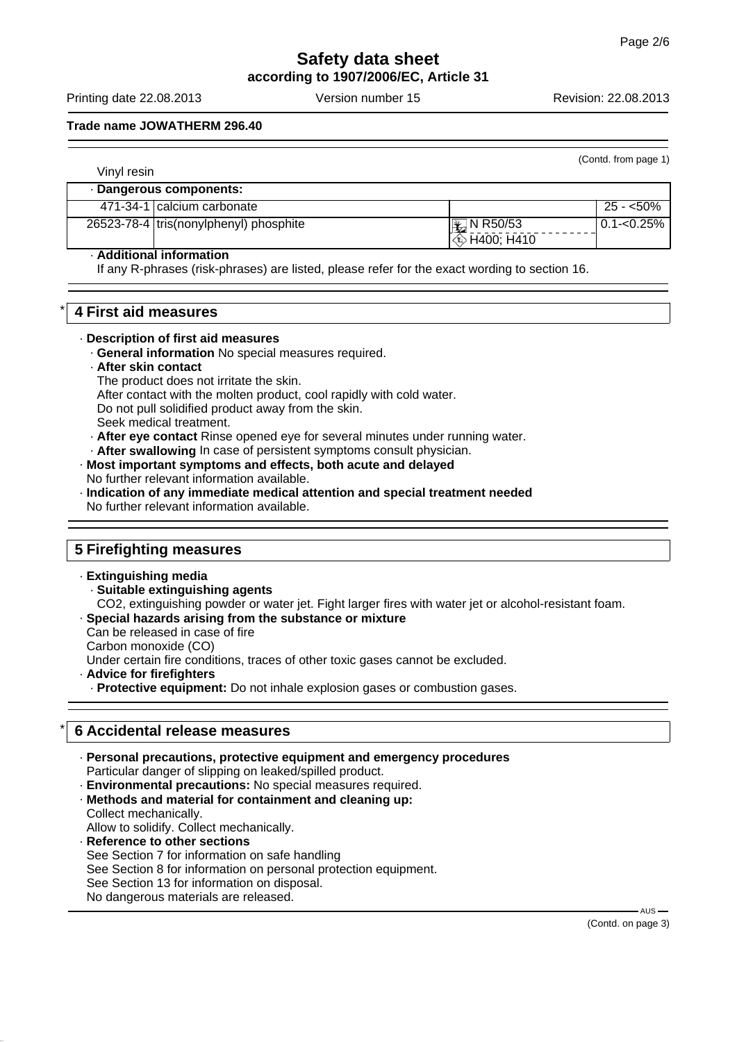(Contd. from page 1)

Vinyl resin

| · Dangerous components: | | | |
|---|---|---|---|
| 471-34-1 | calcium carbonate | | 25 - <50% |
| 26523-78-4 | tris(nonylphenyl) phosphite | N R50/53<br>H400; H410 | 0.1-<0.25% |

· **Additional information**
If any R-phrases (risk-phrases) are listed, please refer for the exact wording to section 16.

## * 4 First aid measures

· **Description of first aid measures**
· **General information** No special measures required.
· **After skin contact**
The product does not irritate the skin.
After contact with the molten product, cool rapidly with cold water.
Do not pull solidified product away from the skin.
Seek medical treatment.
· **After eye contact** Rinse opened eye for several minutes under running water.
· **After swallowing** In case of persistent symptoms consult physician.
· **Most important symptoms and effects, both acute and delayed**
No further relevant information available.
· **Indication of any immediate medical attention and special treatment needed**
No further relevant information available.

## 5 Firefighting measures

· **Extinguishing media**
· **Suitable extinguishing agents**
CO2, extinguishing powder or water jet. Fight larger fires with water jet or alcohol-resistant foam.
· **Special hazards arising from the substance or mixture**
Can be released in case of fire
Carbon monoxide (CO)
Under certain fire conditions, traces of other toxic gases cannot be excluded.
· **Advice for firefighters**
· **Protective equipment:** Do not inhale explosion gases or combustion gases.

## * 6 Accidental release measures

· **Personal precautions, protective equipment and emergency procedures**
Particular danger of slipping on leaked/spilled product.
· **Environmental precautions:** No special measures required.
· **Methods and material for containment and cleaning up:**
Collect mechanically.
Allow to solidify. Collect mechanically.
· **Reference to other sections**
See Section 7 for information on safe handling
See Section 8 for information on personal protection equipment.
See Section 13 for information on disposal.
No dangerous materials are released.

(Contd. on page 3)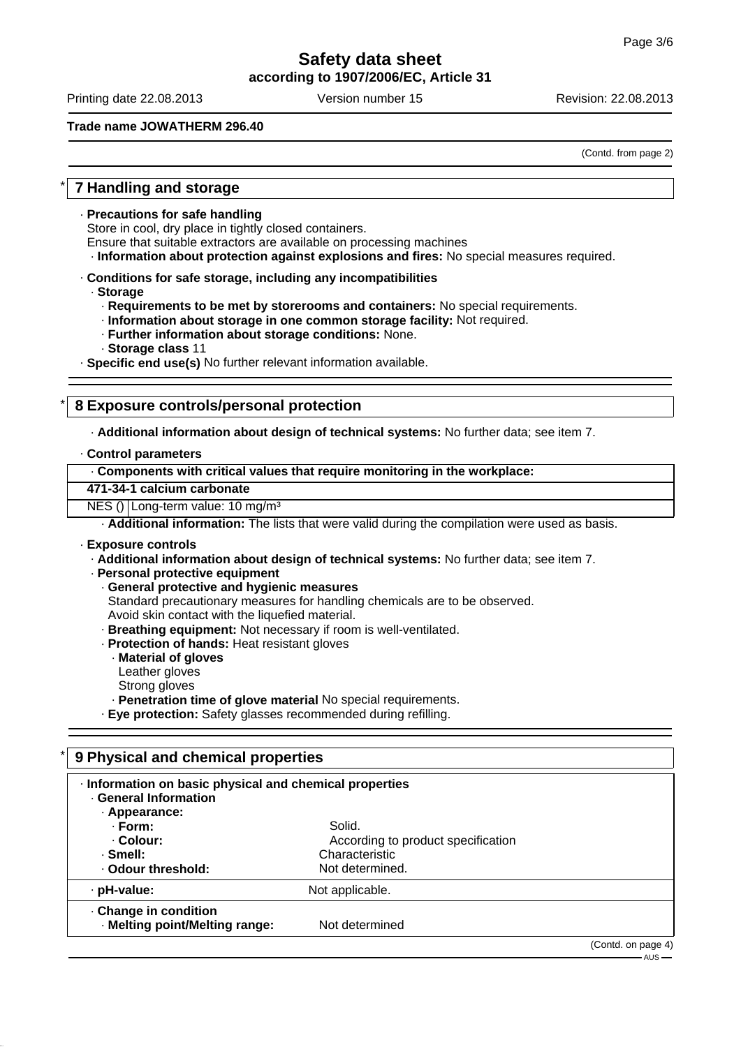## 7 Handling and storage

· **Precautions for safe handling**
Store in cool, dry place in tightly closed containers.
Ensure that suitable extractors are available on processing machines
· **Information about protection against explosions and fires:** No special measures required.

· **Conditions for safe storage, including any incompatibilities**
· **Storage**
· **Requirements to be met by storerooms and containers:** No special requirements.
· **Information about storage in one common storage facility:** Not required.
· **Further information about storage conditions:** None.
· **Storage class** 11
· **Specific end use(s)** No further relevant information available.

## 8 Exposure controls/personal protection

· **Additional information about design of technical systems:** No further data; see item 7.

· **Control parameters**

| · Components with critical values that require monitoring in the workplace: | |
|---|---|
| **471-34-1 calcium carbonate** | |
| NES () | Long-term value: 10 mg/m³ |

· **Additional information:** The lists that were valid during the compilation were used as basis.

· **Exposure controls**
· **Additional information about design of technical systems:** No further data; see item 7.
· **Personal protective equipment**
· **General protective and hygienic measures**
Standard precautionary measures for handling chemicals are to be observed.
Avoid skin contact with the liquefied material.
· **Breathing equipment:** Not necessary if room is well-ventilated.
· **Protection of hands:** Heat resistant gloves
· **Material of gloves**
Leather gloves
Strong gloves
· **Penetration time of glove material** No special requirements.
· **Eye protection:** Safety glasses recommended during refilling.

## 9 Physical and chemical properties

| · Information on basic physical and chemical properties | |
|---|---|
| · **General Information** | |
| · **Appearance:** | |
| · **Form:** | Solid. |
| · **Colour:** | According to product specification |
| · **Smell:** | Characteristic |
| · **Odour threshold:** | Not determined. |
| · **pH-value:** | Not applicable. |
| · **Change in condition** | |
| · **Melting point/Melting range:** | Not determined |

(Contd. on page 4)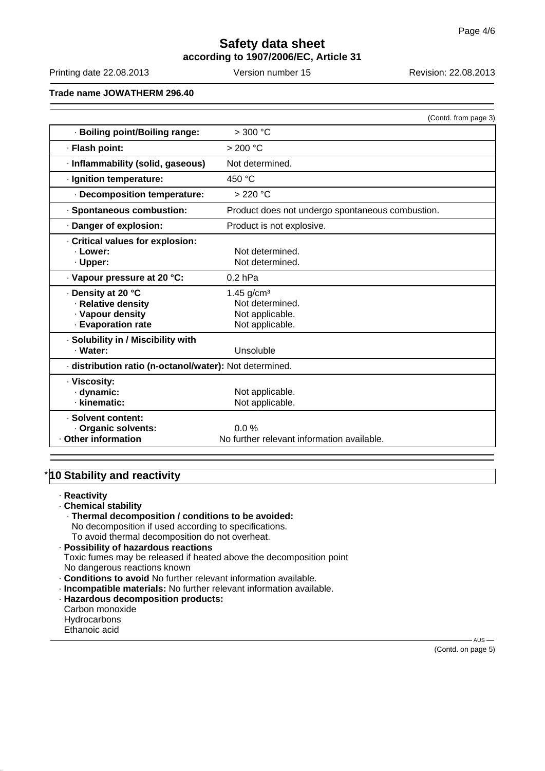**Trade name JOWATHERM 296.40**

(Contd. from page 3)

| | |
|---|---|
| · **Boiling point/Boiling range:** | > 300 °C |
| · **Flash point:** | > 200 °C |
| · **Inflammability (solid, gaseous)** | Not determined. |
| · **Ignition temperature:** | 450 °C |
| · **Decomposition temperature:** | > 220 °C |
| · **Spontaneous combustion:** | Product does not undergo spontaneous combustion. |
| · **Danger of explosion:** | Product is not explosive. |
| · **Critical values for explosion:** | |
| · **Lower:** | Not determined. |
| · **Upper:** | Not determined. |
| · **Vapour pressure at 20 °C:** | 0.2 hPa |
| · **Density at 20 °C** | 1.45 g/cm³ |
| · **Relative density** | Not determined. |
| · **Vapour density** | Not applicable. |
| · **Evaporation rate** | Not applicable. |
| · **Solubility in / Miscibility with** | |
| · **Water:** | Unsoluble |
| · **distribution ratio (n-octanol/water):** | Not determined. |
| · **Viscosity:** | |
| · **dynamic:** | Not applicable. |
| · **kinematic:** | Not applicable. |
| · **Solvent content:** | |
| · **Organic solvents:** | 0.0 % |
| · **Other information** | No further relevant information available. |

## *10 Stability and reactivity

· **Reactivity**

· **Chemical stability**

· **Thermal decomposition / conditions to be avoided:**
No decomposition if used according to specifications.
To avoid thermal decomposition do not overheat.

· **Possibility of hazardous reactions**
Toxic fumes may be released if heated above the decomposition point
No dangerous reactions known

· **Conditions to avoid** No further relevant information available.

· **Incompatible materials:** No further relevant information available.

· **Hazardous decomposition products:**
Carbon monoxide
Hydrocarbons
Ethanoic acid

(Contd. on page 5)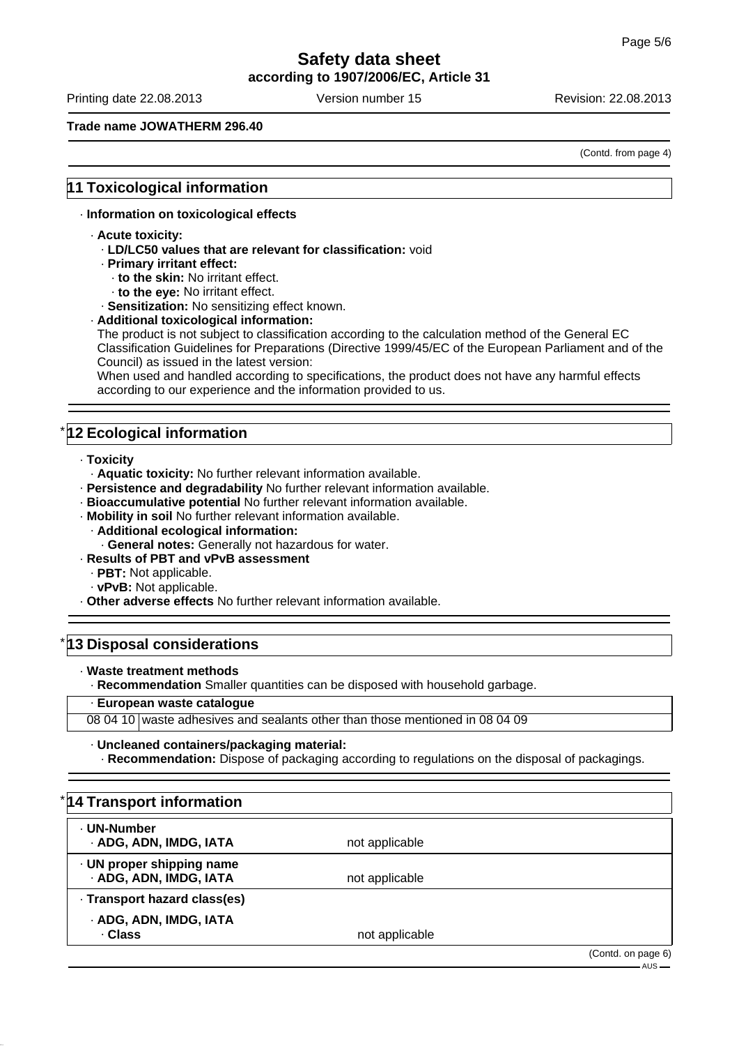# Safety data sheet

**according to 1907/2006/EC, Article 31**

Printing date 22.08.2013 Version number 15 Revision: 22.08.2013

**Trade name JOWATHERM 296.40**

(Contd. from page 4)

## 11 Toxicological information

· **Information on toxicological effects**

· **Acute toxicity:**
  · **LD/LC50 values that are relevant for classification:** void
  · **Primary irritant effect:**
    · **to the skin:** No irritant effect.
    · **to the eye:** No irritant effect.
  · **Sensitization:** No sensitizing effect known.

· **Additional toxicological information:**
The product is not subject to classification according to the calculation method of the General EC Classification Guidelines for Preparations (Directive 1999/45/EC of the European Parliament and of the Council) as issued in the latest version:
When used and handled according to specifications, the product does not have any harmful effects according to our experience and the information provided to us.

## * 12 Ecological information

· **Toxicity**
  · **Aquatic toxicity:** No further relevant information available.
· **Persistence and degradability** No further relevant information available.
· **Bioaccumulative potential** No further relevant information available.
· **Mobility in soil** No further relevant information available.
  · **Additional ecological information:**
    · **General notes:** Generally not hazardous for water.
· **Results of PBT and vPvB assessment**
  · **PBT:** Not applicable.
  · **vPvB:** Not applicable.
· **Other adverse effects** No further relevant information available.

## * 13 Disposal considerations

· **Waste treatment methods**
  · **Recommendation** Smaller quantities can be disposed with household garbage.

| · **European waste catalogue** | |
|---|---|
| 08 04 10 | waste adhesives and sealants other than those mentioned in 08 04 09 |

· **Uncleaned containers/packaging material:**
  · **Recommendation:** Dispose of packaging according to regulations on the disposal of packagings.

## * 14 Transport information

| | |
|---|---|
| · **UN-Number**<br>· **ADG, ADN, IMDG, IATA** | not applicable |
| · **UN proper shipping name**<br>· **ADG, ADN, IMDG, IATA** | not applicable |
| · **Transport hazard class(es)** | |
| · **ADG, ADN, IMDG, IATA**<br>· **Class** | not applicable |

(Contd. on page 6)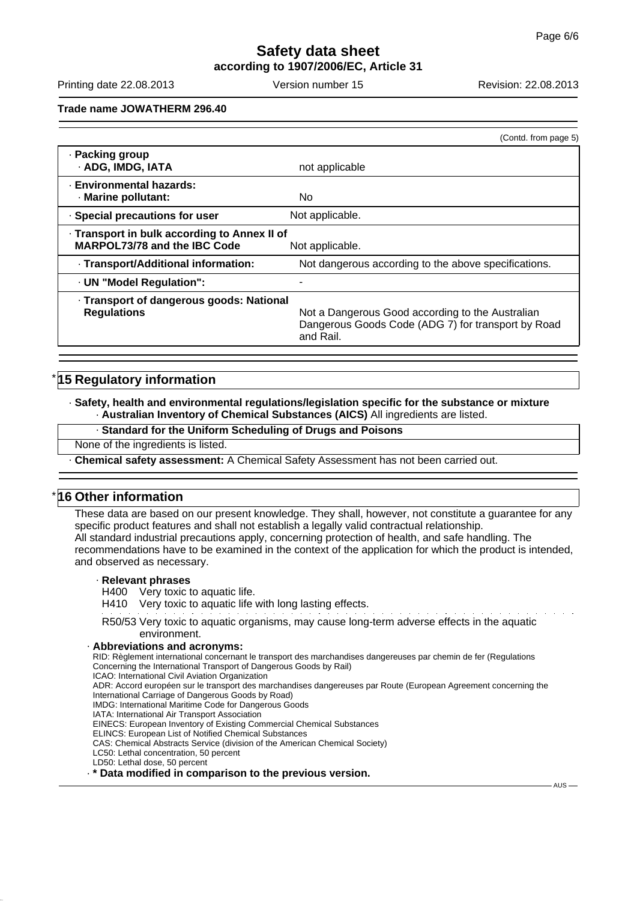(Contd. from page 5)

| | |
|---|---|
| · **Packing group** · **ADG, IMDG, IATA** | not applicable |
| · **Environmental hazards:** · **Marine pollutant:** | No |
| · **Special precautions for user** | Not applicable. |
| · **Transport in bulk according to Annex II of MARPOL73/78 and the IBC Code** | Not applicable. |
| · **Transport/Additional information:** | Not dangerous according to the above specifications. |
| · **UN "Model Regulation":** | - |
| · **Transport of dangerous goods: National Regulations** | Not a Dangerous Good according to the Australian Dangerous Goods Code (ADG 7) for transport by Road and Rail. |

## * 15 Regulatory information

· **Safety, health and environmental regulations/legislation specific for the substance or mixture**
· **Australian Inventory of Chemical Substances (AICS)** All ingredients are listed.

· **Standard for the Uniform Scheduling of Drugs and Poisons**
None of the ingredients is listed.

· **Chemical safety assessment:** A Chemical Safety Assessment has not been carried out.

## * 16 Other information

These data are based on our present knowledge. They shall, however, not constitute a guarantee for any specific product features and shall not establish a legally valid contractual relationship.
All standard industrial precautions apply, concerning protection of health, and safe handling. The recommendations have to be examined in the context of the application for which the product is intended, and observed as necessary.

· **Relevant phrases**
H400 Very toxic to aquatic life.
H410 Very toxic to aquatic life with long lasting effects.

R50/53 Very toxic to aquatic organisms, may cause long-term adverse effects in the aquatic environment.

· **Abbreviations and acronyms:**
RID: Règlement international concernant le transport des marchandises dangereuses par chemin de fer (Regulations Concerning the International Transport of Dangerous Goods by Rail)
ICAO: International Civil Aviation Organization
ADR: Accord européen sur le transport des marchandises dangereuses par Route (European Agreement concerning the International Carriage of Dangerous Goods by Road)
IMDG: International Maritime Code for Dangerous Goods
IATA: International Air Transport Association
EINECS: European Inventory of Existing Commercial Chemical Substances
ELINCS: European List of Notified Chemical Substances
CAS: Chemical Abstracts Service (division of the American Chemical Society)
LC50: Lethal concentration, 50 percent
LD50: Lethal dose, 50 percent

· **\* Data modified in comparison to the previous version.**